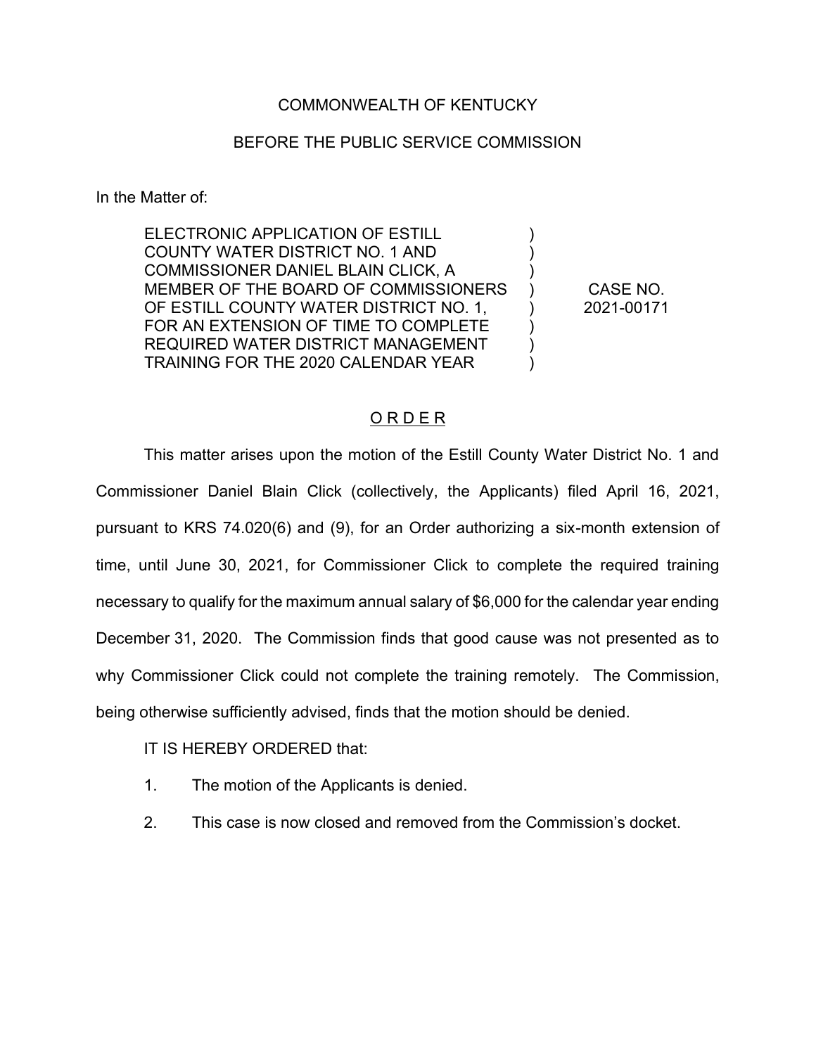COMMONWEALTH OF KENTUCKY

BEFORE THE PUBLIC SERVICE COMMISSION

In the Matter of:

| | | |
|---|---|---|
| ELECTRONIC APPLICATION OF ESTILL COUNTY WATER DISTRICT NO. 1 AND COMMISSIONER DANIEL BLAIN CLICK, A MEMBER OF THE BOARD OF COMMISSIONERS OF ESTILL COUNTY WATER DISTRICT NO. 1, FOR AN EXTENSION OF TIME TO COMPLETE REQUIRED WATER DISTRICT MANAGEMENT TRAINING FOR THE 2020 CALENDAR YEAR | ) | CASE NO. 2021-00171 |

## ORDER

This matter arises upon the motion of the Estill County Water District No. 1 and Commissioner Daniel Blain Click (collectively, the Applicants) filed April 16, 2021, pursuant to KRS 74.020(6) and (9), for an Order authorizing a six-month extension of time, until June 30, 2021, for Commissioner Click to complete the required training necessary to qualify for the maximum annual salary of $6,000 for the calendar year ending December 31, 2020. The Commission finds that good cause was not presented as to why Commissioner Click could not complete the training remotely. The Commission, being otherwise sufficiently advised, finds that the motion should be denied.

IT IS HEREBY ORDERED that:

1. The motion of the Applicants is denied.
2. This case is now closed and removed from the Commission's docket.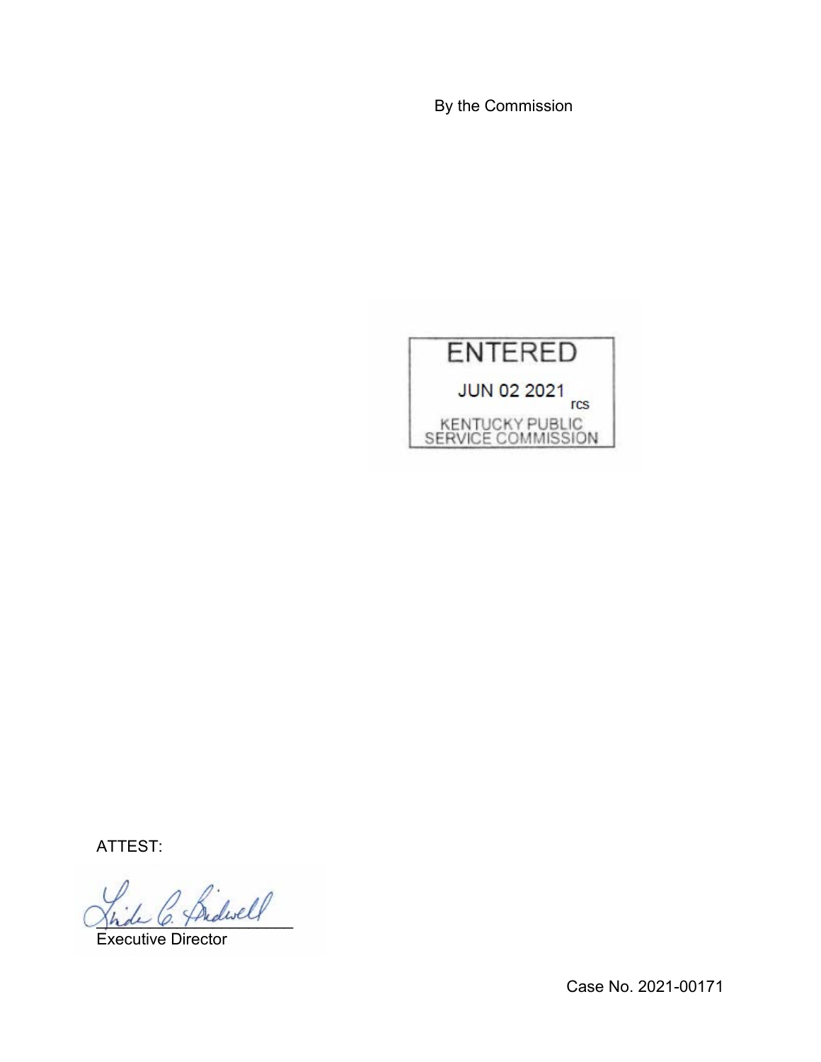By the Commission

ENTERED

JUN 02 2021 rcs

KENTUCKY PUBLIC SERVICE COMMISSION

ATTEST:

Executive Director

Case No. 2021-00171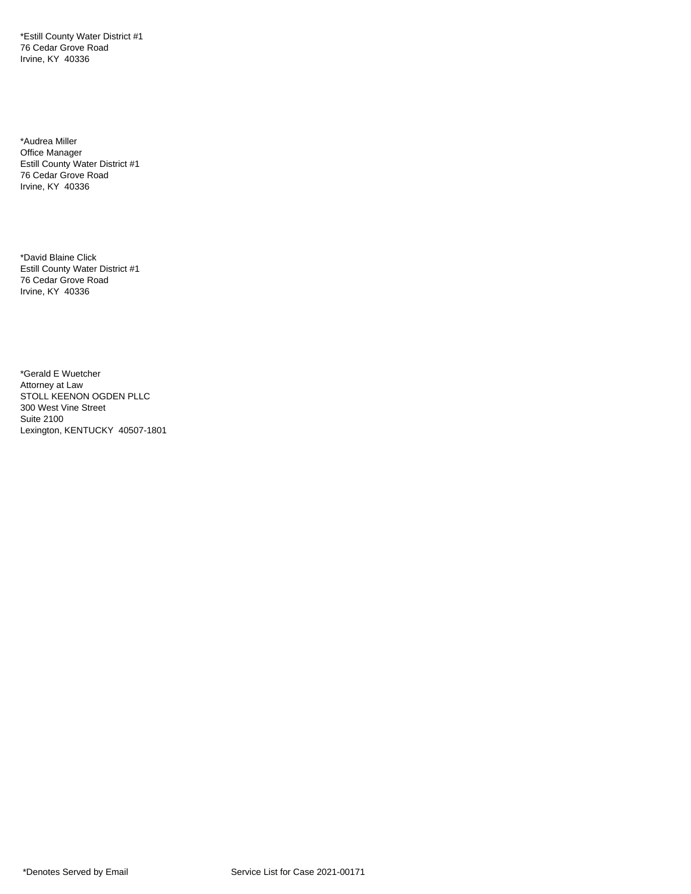*Estill County Water District #1
76 Cedar Grove Road
Irvine, KY  40336

*Audrea Miller
Office Manager
Estill County Water District #1
76 Cedar Grove Road
Irvine, KY  40336

*David Blaine Click
Estill County Water District #1
76 Cedar Grove Road
Irvine, KY  40336

*Gerald E Wuetcher
Attorney at Law
STOLL KEENON OGDEN PLLC
300 West Vine Street
Suite 2100
Lexington, KENTUCKY  40507-1801

*Denotes Served by Email

Service List for Case 2021-00171